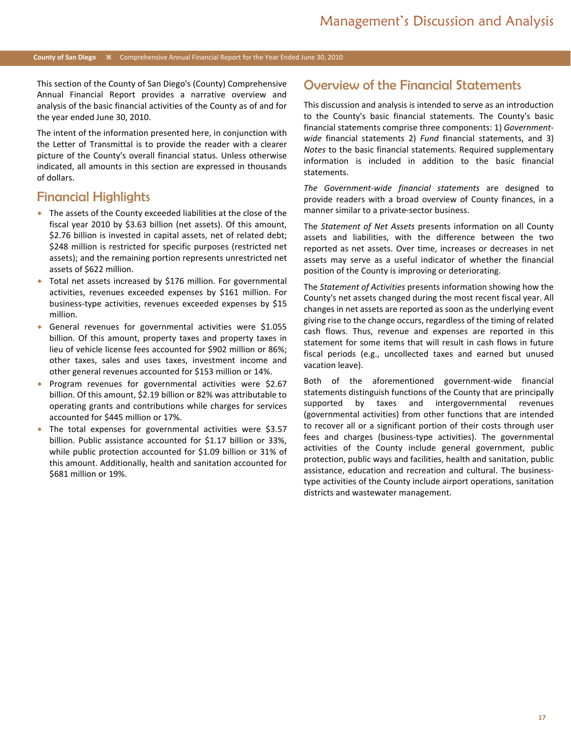# Management's Discussion and Analysis

This section of the County of San Diego's (County) Comprehensive Annual Financial Report provides a narrative overview and analysis of the basic financial activities of the County as of and for the year ended June 30, 2010.

The intent of the information presented here, in conjunction with the Letter of Transmittal is to provide the reader with a clearer picture of the County's overall financial status. Unless otherwise indicated, all amounts in this section are expressed in thousands of dollars.

## Financial Highlights

- The assets of the County exceeded liabilities at the close of the fiscal year 2010 by $3.63 billion (net assets). Of this amount, $2.76 billion is invested in capital assets, net of related debt; $248 million is restricted for specific purposes (restricted net assets); and the remaining portion represents unrestricted net assets of $622 million.
- Total net assets increased by $176 million. For governmental activities, revenues exceeded expenses by $161 million. For business-type activities, revenues exceeded expenses by $15 million.
- General revenues for governmental activities were $1.055 billion. Of this amount, property taxes and property taxes in lieu of vehicle license fees accounted for $902 million or 86%; other taxes, sales and uses taxes, investment income and other general revenues accounted for $153 million or 14%.
- Program revenues for governmental activities were $2.67 billion. Of this amount, $2.19 billion or 82% was attributable to operating grants and contributions while charges for services accounted for $445 million or 17%.
- The total expenses for governmental activities were $3.57 billion. Public assistance accounted for $1.17 billion or 33%, while public protection accounted for $1.09 billion or 31% of this amount. Additionally, health and sanitation accounted for $681 million or 19%.

## Overview of the Financial Statements

This discussion and analysis is intended to serve as an introduction to the County's basic financial statements. The County's basic financial statements comprise three components: 1) *Government-wide* financial statements 2) *Fund* financial statements, and 3) *Notes* to the basic financial statements. Required supplementary information is included in addition to the basic financial statements.

*The Government-wide financial statements* are designed to provide readers with a broad overview of County finances, in a manner similar to a private-sector business.

The *Statement of Net Assets* presents information on all County assets and liabilities, with the difference between the two reported as net assets. Over time, increases or decreases in net assets may serve as a useful indicator of whether the financial position of the County is improving or deteriorating.

The *Statement of Activities* presents information showing how the County's net assets changed during the most recent fiscal year. All changes in net assets are reported as soon as the underlying event giving rise to the change occurs, regardless of the timing of related cash flows. Thus, revenue and expenses are reported in this statement for some items that will result in cash flows in future fiscal periods (e.g., uncollected taxes and earned but unused vacation leave).

Both of the aforementioned government-wide financial statements distinguish functions of the County that are principally supported by taxes and intergovernmental revenues (governmental activities) from other functions that are intended to recover all or a significant portion of their costs through user fees and charges (business-type activities). The governmental activities of the County include general government, public protection, public ways and facilities, health and sanitation, public assistance, education and recreation and cultural. The business-type activities of the County include airport operations, sanitation districts and wastewater management.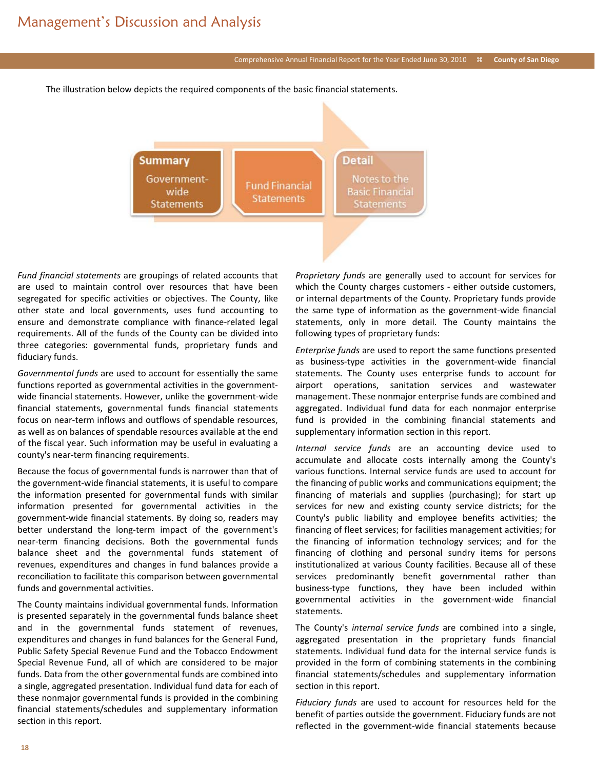The illustration below depicts the required components of the basic financial statements.

**Summary** Government-wide Statements → Fund Financial Statements → **Detail** Notes to the Basic Financial Statements

*Fund financial statements* are groupings of related accounts that are used to maintain control over resources that have been segregated for specific activities or objectives. The County, like other state and local governments, uses fund accounting to ensure and demonstrate compliance with finance-related legal requirements. All of the funds of the County can be divided into three categories: governmental funds, proprietary funds and fiduciary funds.

*Governmental funds* are used to account for essentially the same functions reported as governmental activities in the government-wide financial statements. However, unlike the government-wide financial statements, governmental funds financial statements focus on near-term inflows and outflows of spendable resources, as well as on balances of spendable resources available at the end of the fiscal year. Such information may be useful in evaluating a county's near-term financing requirements.

Because the focus of governmental funds is narrower than that of the government-wide financial statements, it is useful to compare the information presented for governmental funds with similar information presented for governmental activities in the government-wide financial statements. By doing so, readers may better understand the long-term impact of the government's near-term financing decisions. Both the governmental funds balance sheet and the governmental funds statement of revenues, expenditures and changes in fund balances provide a reconciliation to facilitate this comparison between governmental funds and governmental activities.

The County maintains individual governmental funds. Information is presented separately in the governmental funds balance sheet and in the governmental funds statement of revenues, expenditures and changes in fund balances for the General Fund, Public Safety Special Revenue Fund and the Tobacco Endowment Special Revenue Fund, all of which are considered to be major funds. Data from the other governmental funds are combined into a single, aggregated presentation. Individual fund data for each of these nonmajor governmental funds is provided in the combining financial statements/schedules and supplementary information section in this report.

*Proprietary funds* are generally used to account for services for which the County charges customers - either outside customers, or internal departments of the County. Proprietary funds provide the same type of information as the government-wide financial statements, only in more detail. The County maintains the following types of proprietary funds:

*Enterprise funds* are used to report the same functions presented as business-type activities in the government-wide financial statements. The County uses enterprise funds to account for airport operations, sanitation services and wastewater management. These nonmajor enterprise funds are combined and aggregated. Individual fund data for each nonmajor enterprise fund is provided in the combining financial statements and supplementary information section in this report.

*Internal service funds* are an accounting device used to accumulate and allocate costs internally among the County's various functions. Internal service funds are used to account for the financing of public works and communications equipment; the financing of materials and supplies (purchasing); for start up services for new and existing county service districts; for the County's public liability and employee benefits activities; the financing of fleet services; for facilities management activities; for the financing of information technology services; and for the financing of clothing and personal sundry items for persons institutionalized at various County facilities. Because all of these services predominantly benefit governmental rather than business-type functions, they have been included within governmental activities in the government-wide financial statements.

The County's *internal service funds* are combined into a single, aggregated presentation in the proprietary funds financial statements. Individual fund data for the internal service funds is provided in the form of combining statements in the combining financial statements/schedules and supplementary information section in this report.

*Fiduciary funds* are used to account for resources held for the benefit of parties outside the government. Fiduciary funds are not reflected in the government-wide financial statements because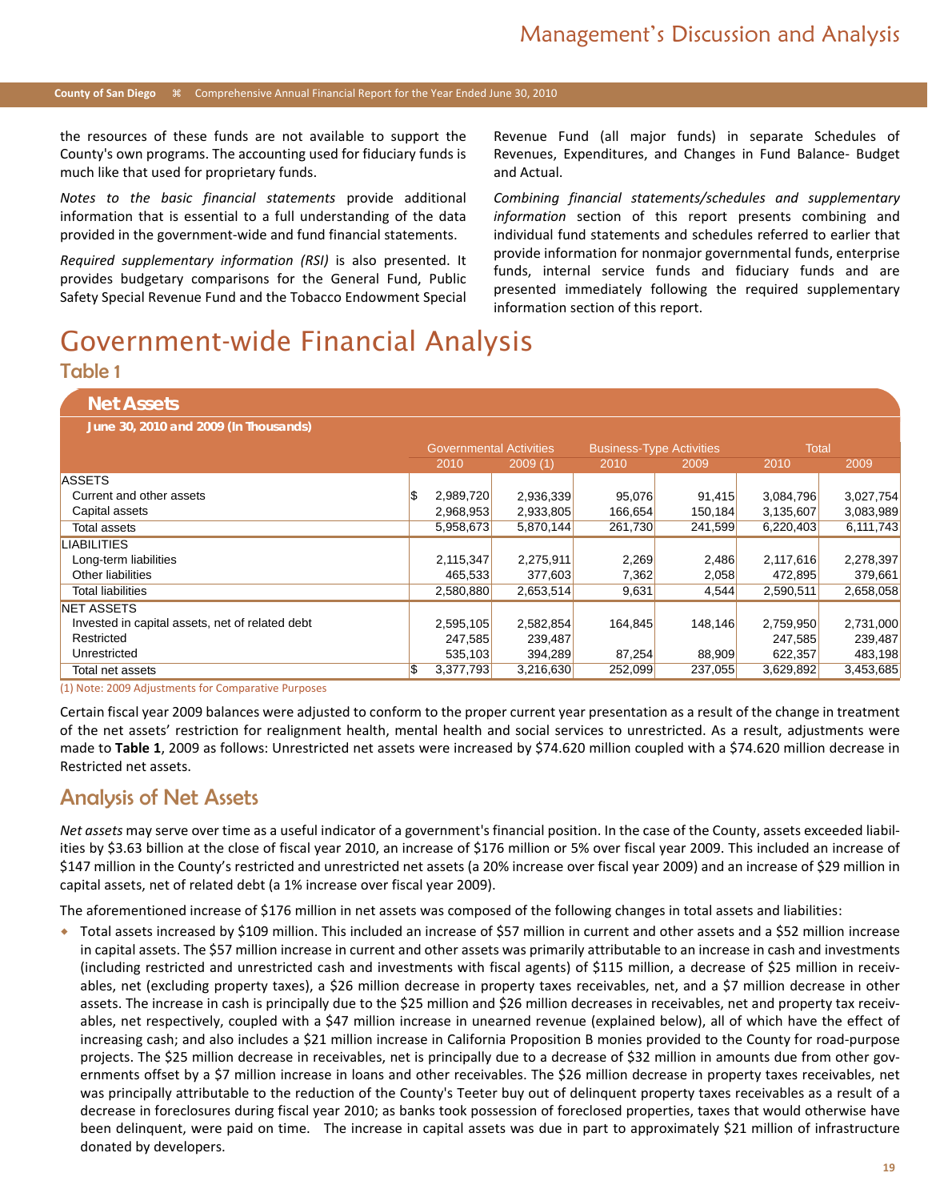the resources of these funds are not available to support the County's own programs. The accounting used for fiduciary funds is much like that used for proprietary funds.

*Notes to the basic financial statements* provide additional information that is essential to a full understanding of the data provided in the government-wide and fund financial statements.

*Required supplementary information (RSI)* is also presented. It provides budgetary comparisons for the General Fund, Public Safety Special Revenue Fund and the Tobacco Endowment Special Revenue Fund (all major funds) in separate Schedules of Revenues, Expenditures, and Changes in Fund Balance- Budget and Actual.

*Combining financial statements/schedules and supplementary information* section of this report presents combining and individual fund statements and schedules referred to earlier that provide information for nonmajor governmental funds, enterprise funds, internal service funds and fiduciary funds and are presented immediately following the required supplementary information section of this report.

# Government-wide Financial Analysis

## Table 1

### Net Assets

**June 30, 2010 and 2009 (In Thousands)**

| | Governmental Activities | | Business-Type Activities | | Total | |
|---|---|---|---|---|---|---|
| | 2010 | 2009 (1) | 2010 | 2009 | 2010 | 2009 |
| ASSETS | | | | | | |
| Current and other assets | $ 2,989,720 | 2,936,339 | 95,076 | 91,415 | 3,084,796 | 3,027,754 |
| Capital assets | 2,968,953 | 2,933,805 | 166,654 | 150,184 | 3,135,607 | 3,083,989 |
| Total assets | 5,958,673 | 5,870,144 | 261,730 | 241,599 | 6,220,403 | 6,111,743 |
| LIABILITIES | | | | | | |
| Long-term liabilities | 2,115,347 | 2,275,911 | 2,269 | 2,486 | 2,117,616 | 2,278,397 |
| Other liabilities | 465,533 | 377,603 | 7,362 | 2,058 | 472,895 | 379,661 |
| Total liabilities | 2,580,880 | 2,653,514 | 9,631 | 4,544 | 2,590,511 | 2,658,058 |
| NET ASSETS | | | | | | |
| Invested in capital assets, net of related debt | 2,595,105 | 2,582,854 | 164,845 | 148,146 | 2,759,950 | 2,731,000 |
| Restricted | 247,585 | 239,487 | | | 247,585 | 239,487 |
| Unrestricted | 535,103 | 394,289 | 87,254 | 88,909 | 622,357 | 483,198 |
| Total net assets | $ 3,377,793 | 3,216,630 | 252,099 | 237,055 | 3,629,892 | 3,453,685 |

(1) Note: 2009 Adjustments for Comparative Purposes

Certain fiscal year 2009 balances were adjusted to conform to the proper current year presentation as a result of the change in treatment of the net assets' restriction for realignment health, mental health and social services to unrestricted. As a result, adjustments were made to **Table 1**, 2009 as follows: Unrestricted net assets were increased by $74.620 million coupled with a $74.620 million decrease in Restricted net assets.

## Analysis of Net Assets

*Net assets* may serve over time as a useful indicator of a government's financial position. In the case of the County, assets exceeded liabilities by $3.63 billion at the close of fiscal year 2010, an increase of $176 million or 5% over fiscal year 2009. This included an increase of $147 million in the County's restricted and unrestricted net assets (a 20% increase over fiscal year 2009) and an increase of $29 million in capital assets, net of related debt (a 1% increase over fiscal year 2009).

The aforementioned increase of $176 million in net assets was composed of the following changes in total assets and liabilities:

- Total assets increased by $109 million. This included an increase of $57 million in current and other assets and a $52 million increase in capital assets. The $57 million increase in current and other assets was primarily attributable to an increase in cash and investments (including restricted and unrestricted cash and investments with fiscal agents) of $115 million, a decrease of $25 million in receivables, net (excluding property taxes), a $26 million decrease in property taxes receivables, net, and a $7 million decrease in other assets. The increase in cash is principally due to the $25 million and $26 million decreases in receivables, net and property tax receivables, net respectively, coupled with a $47 million increase in unearned revenue (explained below), all of which have the effect of increasing cash; and also includes a $21 million increase in California Proposition B monies provided to the County for road-purpose projects. The $25 million decrease in receivables, net is principally due to a decrease of $32 million in amounts due from other governments offset by a $7 million increase in loans and other receivables. The $26 million decrease in property taxes receivables, net was principally attributable to the reduction of the County's Teeter buy out of delinquent property taxes receivables as a result of a decrease in foreclosures during fiscal year 2010; as banks took possession of foreclosed properties, taxes that would otherwise have been delinquent, were paid on time. The increase in capital assets was due in part to approximately $21 million of infrastructure donated by developers.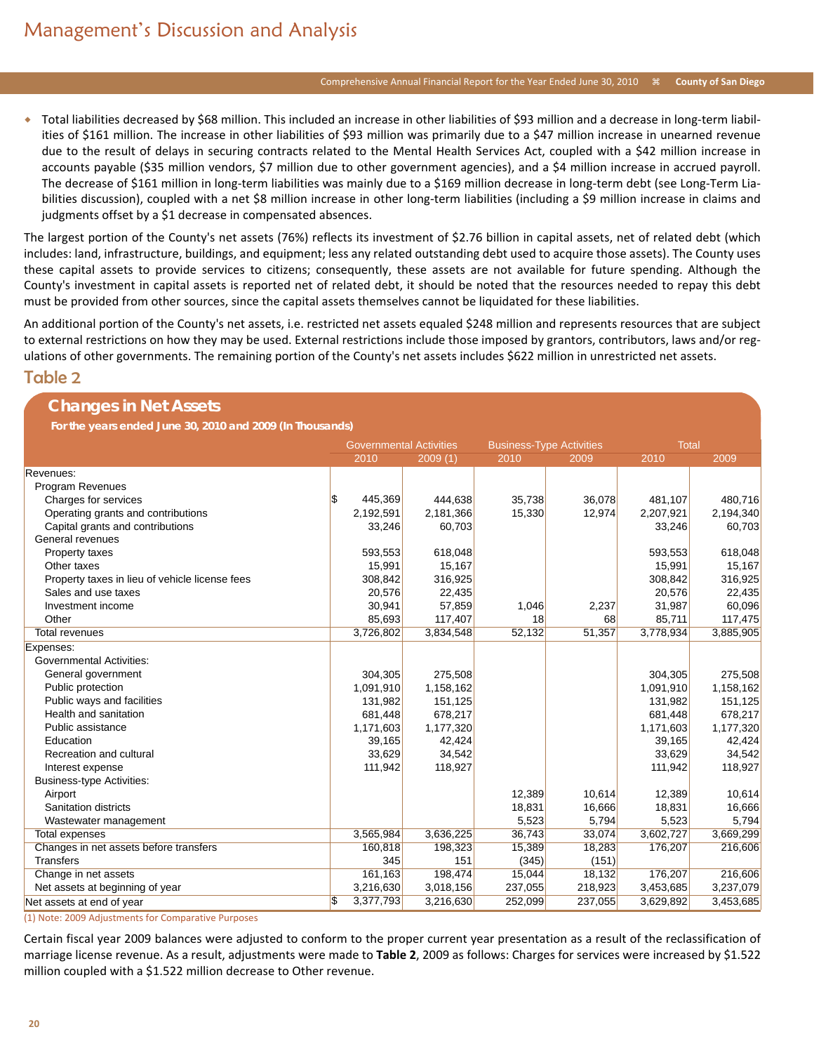- Total liabilities decreased by $68 million. This included an increase in other liabilities of $93 million and a decrease in long-term liabilities of $161 million. The increase in other liabilities of $93 million was primarily due to a $47 million increase in unearned revenue due to the result of delays in securing contracts related to the Mental Health Services Act, coupled with a $42 million increase in accounts payable ($35 million vendors, $7 million due to other government agencies), and a $4 million increase in accrued payroll. The decrease of $161 million in long-term liabilities was mainly due to a $169 million decrease in long-term debt (see Long-Term Liabilities discussion), coupled with a net $8 million increase in other long-term liabilities (including a $9 million increase in claims and judgments offset by a $1 decrease in compensated absences.

The largest portion of the County's net assets (76%) reflects its investment of $2.76 billion in capital assets, net of related debt (which includes: land, infrastructure, buildings, and equipment; less any related outstanding debt used to acquire those assets). The County uses these capital assets to provide services to citizens; consequently, these assets are not available for future spending. Although the County's investment in capital assets is reported net of related debt, it should be noted that the resources needed to repay this debt must be provided from other sources, since the capital assets themselves cannot be liquidated for these liabilities.

An additional portion of the County's net assets, i.e. restricted net assets equaled $248 million and represents resources that are subject to external restrictions on how they may be used. External restrictions include those imposed by grantors, contributors, laws and/or regulations of other governments. The remaining portion of the County's net assets includes $622 million in unrestricted net assets.

## Table 2

### Changes in Net Assets

**For the years ended June 30, 2010 and 2009 (In Thousands)**

| | Governmental Activities | | Business-Type Activities | | Total | |
|---|---|---|---|---|---|---|
| | 2010 | 2009 (1) | 2010 | 2009 | 2010 | 2009 |
| Revenues: | | | | | | |
| Program Revenues | | | | | | |
| Charges for services | $ 445,369 | 444,638 | 35,738 | 36,078 | 481,107 | 480,716 |
| Operating grants and contributions | 2,192,591 | 2,181,366 | 15,330 | 12,974 | 2,207,921 | 2,194,340 |
| Capital grants and contributions | 33,246 | 60,703 | | | 33,246 | 60,703 |
| General revenues | | | | | | |
| Property taxes | 593,553 | 618,048 | | | 593,553 | 618,048 |
| Other taxes | 15,991 | 15,167 | | | 15,991 | 15,167 |
| Property taxes in lieu of vehicle license fees | 308,842 | 316,925 | | | 308,842 | 316,925 |
| Sales and use taxes | 20,576 | 22,435 | | | 20,576 | 22,435 |
| Investment income | 30,941 | 57,859 | 1,046 | 2,237 | 31,987 | 60,096 |
| Other | 85,693 | 117,407 | 18 | 68 | 85,711 | 117,475 |
| Total revenues | 3,726,802 | 3,834,548 | 52,132 | 51,357 | 3,778,934 | 3,885,905 |
| Expenses: | | | | | | |
| Governmental Activities: | | | | | | |
| General government | 304,305 | 275,508 | | | 304,305 | 275,508 |
| Public protection | 1,091,910 | 1,158,162 | | | 1,091,910 | 1,158,162 |
| Public ways and facilities | 131,982 | 151,125 | | | 131,982 | 151,125 |
| Health and sanitation | 681,448 | 678,217 | | | 681,448 | 678,217 |
| Public assistance | 1,171,603 | 1,177,320 | | | 1,171,603 | 1,177,320 |
| Education | 39,165 | 42,424 | | | 39,165 | 42,424 |
| Recreation and cultural | 33,629 | 34,542 | | | 33,629 | 34,542 |
| Interest expense | 111,942 | 118,927 | | | 111,942 | 118,927 |
| Business-type Activities: | | | | | | |
| Airport | | | 12,389 | 10,614 | 12,389 | 10,614 |
| Sanitation districts | | | 18,831 | 16,666 | 18,831 | 16,666 |
| Wastewater management | | | 5,523 | 5,794 | 5,523 | 5,794 |
| Total expenses | 3,565,984 | 3,636,225 | 36,743 | 33,074 | 3,602,727 | 3,669,299 |
| Changes in net assets before transfers | 160,818 | 198,323 | 15,389 | 18,283 | 176,207 | 216,606 |
| Transfers | 345 | 151 | (345) | (151) | | |
| Change in net assets | 161,163 | 198,474 | 15,044 | 18,132 | 176,207 | 216,606 |
| Net assets at beginning of year | 3,216,630 | 3,018,156 | 237,055 | 218,923 | 3,453,685 | 3,237,079 |
| Net assets at end of year | $ 3,377,793 | 3,216,630 | 252,099 | 237,055 | 3,629,892 | 3,453,685 |

(1) Note: 2009 Adjustments for Comparative Purposes

Certain fiscal year 2009 balances were adjusted to conform to the proper current year presentation as a result of the reclassification of marriage license revenue. As a result, adjustments were made to **Table 2**, 2009 as follows: Charges for services were increased by $1.522 million coupled with a $1.522 million decrease to Other revenue.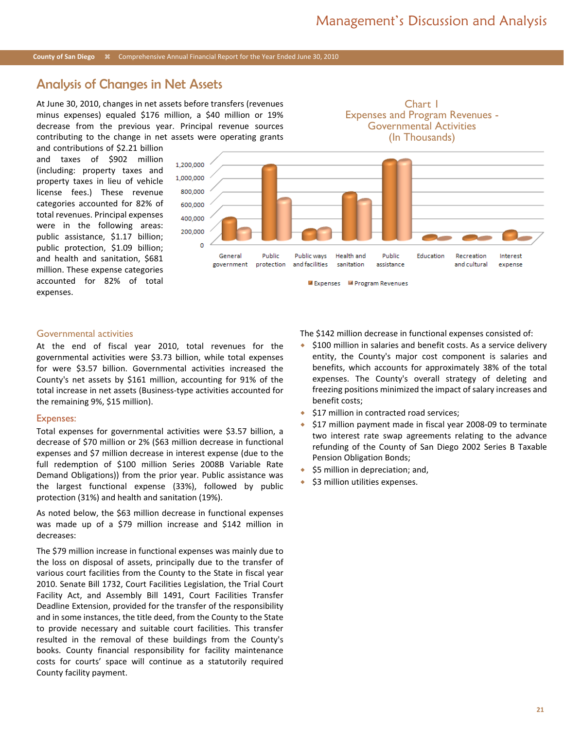## Analysis of Changes in Net Assets

At June 30, 2010, changes in net assets before transfers (revenues minus expenses) equaled $176 million, a $40 million or 19% decrease from the previous year. Principal revenue sources contributing to the change in net assets were operating grants and contributions of $2.21 billion and taxes of $902 million (including: property taxes and property taxes in lieu of vehicle license fees.) These revenue categories accounted for 82% of total revenues. Principal expenses were in the following areas: public assistance, $1.17 billion; public protection, $1.09 billion; and health and sanitation, $681 million. These expense categories accounted for 82% of total expenses.

Chart I
Expenses and Program Revenues - Governmental Activities
(In Thousands)

### Governmental activities

At the end of fiscal year 2010, total revenues for the governmental activities were $3.73 billion, while total expenses for were $3.57 billion. Governmental activities increased the County's net assets by $161 million, accounting for 91% of the total increase in net assets (Business-type activities accounted for the remaining 9%, $15 million).

### Expenses:

Total expenses for governmental activities were $3.57 billion, a decrease of $70 million or 2% ($63 million decrease in functional expenses and $7 million decrease in interest expense (due to the full redemption of $100 million Series 2008B Variable Rate Demand Obligations)) from the prior year. Public assistance was the largest functional expense (33%), followed by public protection (31%) and health and sanitation (19%).

As noted below, the $63 million decrease in functional expenses was made up of a $79 million increase and $142 million in decreases:

The $79 million increase in functional expenses was mainly due to the loss on disposal of assets, principally due to the transfer of various court facilities from the County to the State in fiscal year 2010. Senate Bill 1732, Court Facilities Legislation, the Trial Court Facility Act, and Assembly Bill 1491, Court Facilities Transfer Deadline Extension, provided for the transfer of the responsibility and in some instances, the title deed, from the County to the State to provide necessary and suitable court facilities. This transfer resulted in the removal of these buildings from the County's books. County financial responsibility for facility maintenance costs for courts' space will continue as a statutorily required County facility payment.

The $142 million decrease in functional expenses consisted of:

- $100 million in salaries and benefit costs. As a service delivery entity, the County's major cost component is salaries and benefits, which accounts for approximately 38% of the total expenses. The County's overall strategy of deleting and freezing positions minimized the impact of salary increases and benefit costs;
- $17 million in contracted road services;
- $17 million payment made in fiscal year 2008-09 to terminate two interest rate swap agreements relating to the advance refunding of the County of San Diego 2002 Series B Taxable Pension Obligation Bonds;
- $5 million in depreciation; and,
- $3 million utilities expenses.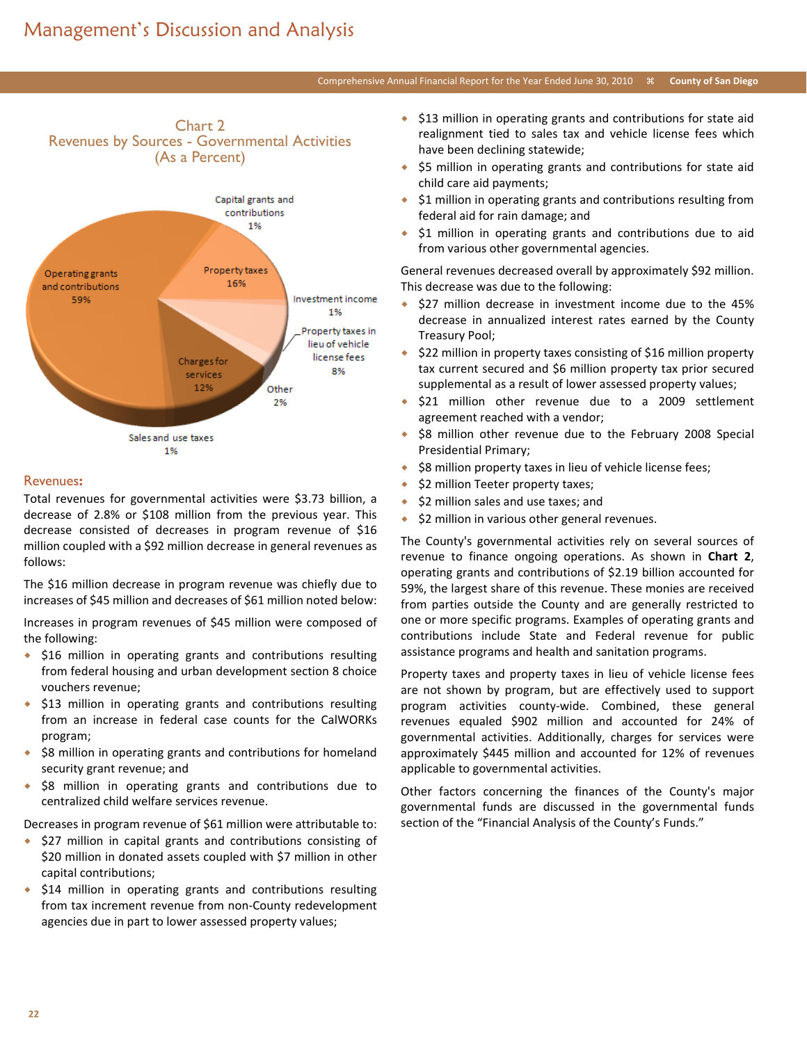# Management's Discussion and Analysis

Chart 2
Revenues by Sources - Governmental Activities
(As a Percent)

| Source | Percent |
|---|---|
| Operating grants and contributions | 59% |
| Capital grants and contributions | 1% |
| Property taxes | 16% |
| Investment income | 1% |
| Property taxes in lieu of vehicle license fees | 8% |
| Other | 2% |
| Charges for services | 12% |
| Sales and use taxes | 1% |

## Revenues:

Total revenues for governmental activities were $3.73 billion, a decrease of 2.8% or $108 million from the previous year. This decrease consisted of decreases in program revenue of $16 million coupled with a $92 million decrease in general revenues as follows:

The $16 million decrease in program revenue was chiefly due to increases of $45 million and decreases of $61 million noted below:

Increases in program revenues of $45 million were composed of the following:

- $16 million in operating grants and contributions resulting from federal housing and urban development section 8 choice vouchers revenue;
- $13 million in operating grants and contributions resulting from an increase in federal case counts for the CalWORKs program;
- $8 million in operating grants and contributions for homeland security grant revenue; and
- $8 million in operating grants and contributions due to centralized child welfare services revenue.

Decreases in program revenue of $61 million were attributable to:

- $27 million in capital grants and contributions consisting of $20 million in donated assets coupled with $7 million in other capital contributions;
- $14 million in operating grants and contributions resulting from tax increment revenue from non-County redevelopment agencies due in part to lower assessed property values;
- $13 million in operating grants and contributions for state aid realignment tied to sales tax and vehicle license fees which have been declining statewide;
- $5 million in operating grants and contributions for state aid child care aid payments;
- $1 million in operating grants and contributions resulting from federal aid for rain damage; and
- $1 million in operating grants and contributions due to aid from various other governmental agencies.

General revenues decreased overall by approximately $92 million. This decrease was due to the following:

- $27 million decrease in investment income due to the 45% decrease in annualized interest rates earned by the County Treasury Pool;
- $22 million in property taxes consisting of $16 million property tax current secured and $6 million property tax prior secured supplemental as a result of lower assessed property values;
- $21 million other revenue due to a 2009 settlement agreement reached with a vendor;
- $8 million other revenue due to the February 2008 Special Presidential Primary;
- $8 million property taxes in lieu of vehicle license fees;
- $2 million Teeter property taxes;
- $2 million sales and use taxes; and
- $2 million in various other general revenues.

The County's governmental activities rely on several sources of revenue to finance ongoing operations. As shown in **Chart 2**, operating grants and contributions of $2.19 billion accounted for 59%, the largest share of this revenue. These monies are received from parties outside the County and are generally restricted to one or more specific programs. Examples of operating grants and contributions include State and Federal revenue for public assistance programs and health and sanitation programs.

Property taxes and property taxes in lieu of vehicle license fees are not shown by program, but are effectively used to support program activities county-wide. Combined, these general revenues equaled $902 million and accounted for 24% of governmental activities. Additionally, charges for services were approximately $445 million and accounted for 12% of revenues applicable to governmental activities.

Other factors concerning the finances of the County's major governmental funds are discussed in the governmental funds section of the "Financial Analysis of the County's Funds."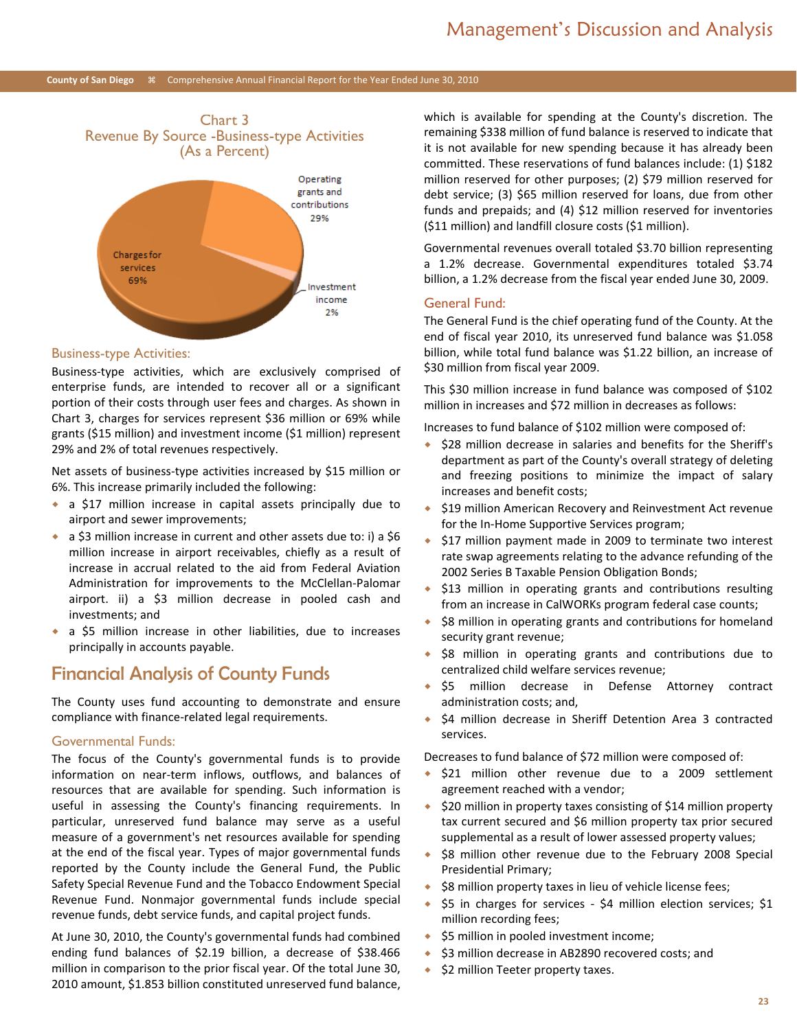Chart 3
Revenue By Source -Business-type Activities
(As a Percent)

Operating grants and contributions 29%

Charges for services 69%

Investment income 2%

### Business-type Activities:

Business-type activities, which are exclusively comprised of enterprise funds, are intended to recover all or a significant portion of their costs through user fees and charges. As shown in Chart 3, charges for services represent $36 million or 69% while grants ($15 million) and investment income ($1 million) represent 29% and 2% of total revenues respectively.

Net assets of business-type activities increased by $15 million or 6%. This increase primarily included the following:

- a $17 million increase in capital assets principally due to airport and sewer improvements;
- a $3 million increase in current and other assets due to: i) a $6 million increase in airport receivables, chiefly as a result of increase in accrual related to the aid from Federal Aviation Administration for improvements to the McClellan-Palomar airport. ii) a $3 million decrease in pooled cash and investments; and
- a $5 million increase in other liabilities, due to increases principally in accounts payable.

## Financial Analysis of County Funds

The County uses fund accounting to demonstrate and ensure compliance with finance-related legal requirements.

### Governmental Funds:

The focus of the County's governmental funds is to provide information on near-term inflows, outflows, and balances of resources that are available for spending. Such information is useful in assessing the County's financing requirements. In particular, unreserved fund balance may serve as a useful measure of a government's net resources available for spending at the end of the fiscal year. Types of major governmental funds reported by the County include the General Fund, the Public Safety Special Revenue Fund and the Tobacco Endowment Special Revenue Fund. Nonmajor governmental funds include special revenue funds, debt service funds, and capital project funds.

At June 30, 2010, the County's governmental funds had combined ending fund balances of $2.19 billion, a decrease of $38.466 million in comparison to the prior fiscal year. Of the total June 30, 2010 amount, $1.853 billion constituted unreserved fund balance, which is available for spending at the County's discretion. The remaining $338 million of fund balance is reserved to indicate that it is not available for new spending because it has already been committed. These reservations of fund balances include: (1) $182 million reserved for other purposes; (2) $79 million reserved for debt service; (3) $65 million reserved for loans, due from other funds and prepaids; and (4) $12 million reserved for inventories ($11 million) and landfill closure costs ($1 million).

Governmental revenues overall totaled $3.70 billion representing a 1.2% decrease. Governmental expenditures totaled $3.74 billion, a 1.2% decrease from the fiscal year ended June 30, 2009.

### General Fund:

The General Fund is the chief operating fund of the County. At the end of fiscal year 2010, its unreserved fund balance was $1.058 billion, while total fund balance was $1.22 billion, an increase of $30 million from fiscal year 2009.

This $30 million increase in fund balance was composed of $102 million in increases and $72 million in decreases as follows:

Increases to fund balance of $102 million were composed of:

- $28 million decrease in salaries and benefits for the Sheriff's department as part of the County's overall strategy of deleting and freezing positions to minimize the impact of salary increases and benefit costs;
- $19 million American Recovery and Reinvestment Act revenue for the In-Home Supportive Services program;
- $17 million payment made in 2009 to terminate two interest rate swap agreements relating to the advance refunding of the 2002 Series B Taxable Pension Obligation Bonds;
- $13 million in operating grants and contributions resulting from an increase in CalWORKs program federal case counts;
- $8 million in operating grants and contributions for homeland security grant revenue;
- $8 million in operating grants and contributions due to centralized child welfare services revenue;
- $5 million decrease in Defense Attorney contract administration costs; and,
- $4 million decrease in Sheriff Detention Area 3 contracted services.

Decreases to fund balance of $72 million were composed of:

- $21 million other revenue due to a 2009 settlement agreement reached with a vendor;
- $20 million in property taxes consisting of $14 million property tax current secured and $6 million property tax prior secured supplemental as a result of lower assessed property values;
- $8 million other revenue due to the February 2008 Special Presidential Primary;
- $8 million property taxes in lieu of vehicle license fees;
- $5 in charges for services - $4 million election services; $1 million recording fees;
- $5 million in pooled investment income;
- $3 million decrease in AB2890 recovered costs; and
- $2 million Teeter property taxes.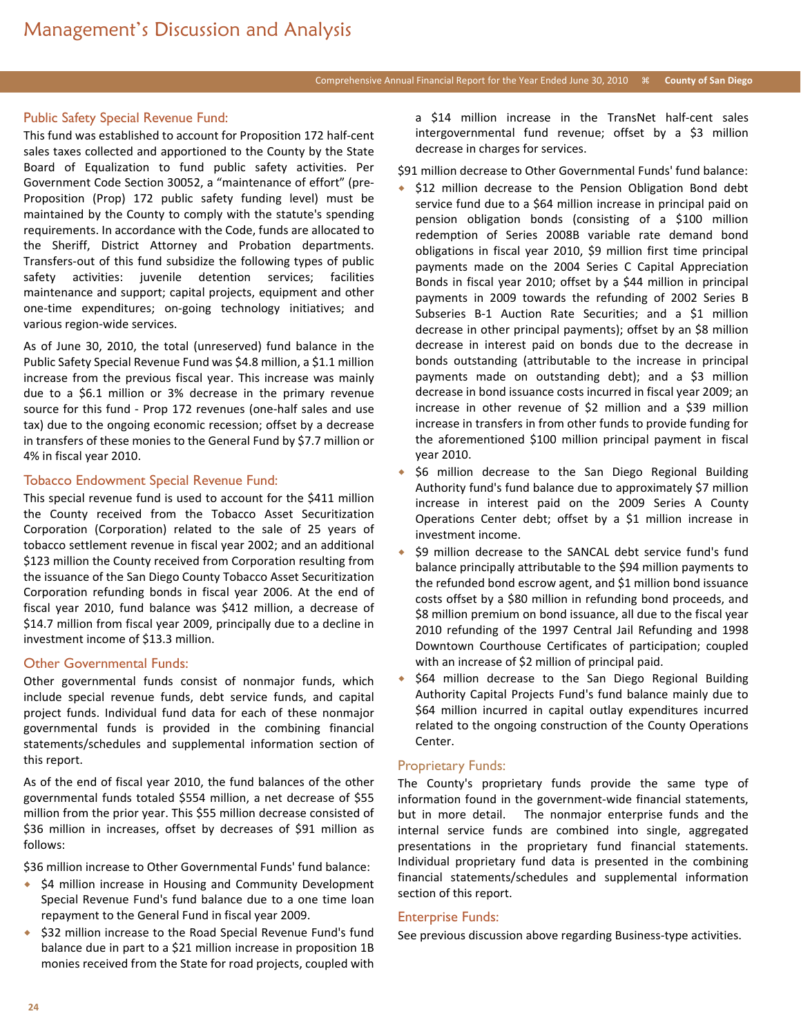### Public Safety Special Revenue Fund:

This fund was established to account for Proposition 172 half-cent sales taxes collected and apportioned to the County by the State Board of Equalization to fund public safety activities. Per Government Code Section 30052, a "maintenance of effort" (pre-Proposition (Prop) 172 public safety funding level) must be maintained by the County to comply with the statute's spending requirements. In accordance with the Code, funds are allocated to the Sheriff, District Attorney and Probation departments. Transfers-out of this fund subsidize the following types of public safety activities: juvenile detention services; facilities maintenance and support; capital projects, equipment and other one-time expenditures; on-going technology initiatives; and various region-wide services.

As of June 30, 2010, the total (unreserved) fund balance in the Public Safety Special Revenue Fund was $4.8 million, a $1.1 million increase from the previous fiscal year. This increase was mainly due to a $6.1 million or 3% decrease in the primary revenue source for this fund - Prop 172 revenues (one-half sales and use tax) due to the ongoing economic recession; offset by a decrease in transfers of these monies to the General Fund by $7.7 million or 4% in fiscal year 2010.

### Tobacco Endowment Special Revenue Fund:

This special revenue fund is used to account for the $411 million the County received from the Tobacco Asset Securitization Corporation (Corporation) related to the sale of 25 years of tobacco settlement revenue in fiscal year 2002; and an additional $123 million the County received from Corporation resulting from the issuance of the San Diego County Tobacco Asset Securitization Corporation refunding bonds in fiscal year 2006. At the end of fiscal year 2010, fund balance was $412 million, a decrease of $14.7 million from fiscal year 2009, principally due to a decline in investment income of $13.3 million.

### Other Governmental Funds:

Other governmental funds consist of nonmajor funds, which include special revenue funds, debt service funds, and capital project funds. Individual fund data for each of these nonmajor governmental funds is provided in the combining financial statements/schedules and supplemental information section of this report.

As of the end of fiscal year 2010, the fund balances of the other governmental funds totaled $554 million, a net decrease of $55 million from the prior year. This $55 million decrease consisted of $36 million in increases, offset by decreases of $91 million as follows:

$36 million increase to Other Governmental Funds' fund balance:

- $4 million increase in Housing and Community Development Special Revenue Fund's fund balance due to a one time loan repayment to the General Fund in fiscal year 2009.
- $32 million increase to the Road Special Revenue Fund's fund balance due in part to a $21 million increase in proposition 1B monies received from the State for road projects, coupled with a $14 million increase in the TransNet half-cent sales intergovernmental fund revenue; offset by a $3 million decrease in charges for services.

$91 million decrease to Other Governmental Funds' fund balance:

- $12 million decrease to the Pension Obligation Bond debt service fund due to a $64 million increase in principal paid on pension obligation bonds (consisting of a $100 million redemption of Series 2008B variable rate demand bond obligations in fiscal year 2010, $9 million first time principal payments made on the 2004 Series C Capital Appreciation Bonds in fiscal year 2010; offset by a $44 million in principal payments in 2009 towards the refunding of 2002 Series B Subseries B-1 Auction Rate Securities; and a $1 million decrease in other principal payments); offset by an $8 million decrease in interest paid on bonds due to the decrease in bonds outstanding (attributable to the increase in principal payments made on outstanding debt); and a $3 million decrease in bond issuance costs incurred in fiscal year 2009; an increase in other revenue of $2 million and a $39 million increase in transfers in from other funds to provide funding for the aforementioned $100 million principal payment in fiscal year 2010.
- $6 million decrease to the San Diego Regional Building Authority fund's fund balance due to approximately $7 million increase in interest paid on the 2009 Series A County Operations Center debt; offset by a $1 million increase in investment income.
- $9 million decrease to the SANCAL debt service fund's fund balance principally attributable to the $94 million payments to the refunded bond escrow agent, and $1 million bond issuance costs offset by a $80 million in refunding bond proceeds, and $8 million premium on bond issuance, all due to the fiscal year 2010 refunding of the 1997 Central Jail Refunding and 1998 Downtown Courthouse Certificates of participation; coupled with an increase of $2 million of principal paid.
- $64 million decrease to the San Diego Regional Building Authority Capital Projects Fund's fund balance mainly due to $64 million incurred in capital outlay expenditures incurred related to the ongoing construction of the County Operations Center.

### Proprietary Funds:

The County's proprietary funds provide the same type of information found in the government-wide financial statements, but in more detail. The nonmajor enterprise funds and the internal service funds are combined into single, aggregated presentations in the proprietary fund financial statements. Individual proprietary fund data is presented in the combining financial statements/schedules and supplemental information section of this report.

### Enterprise Funds:

See previous discussion above regarding Business-type activities.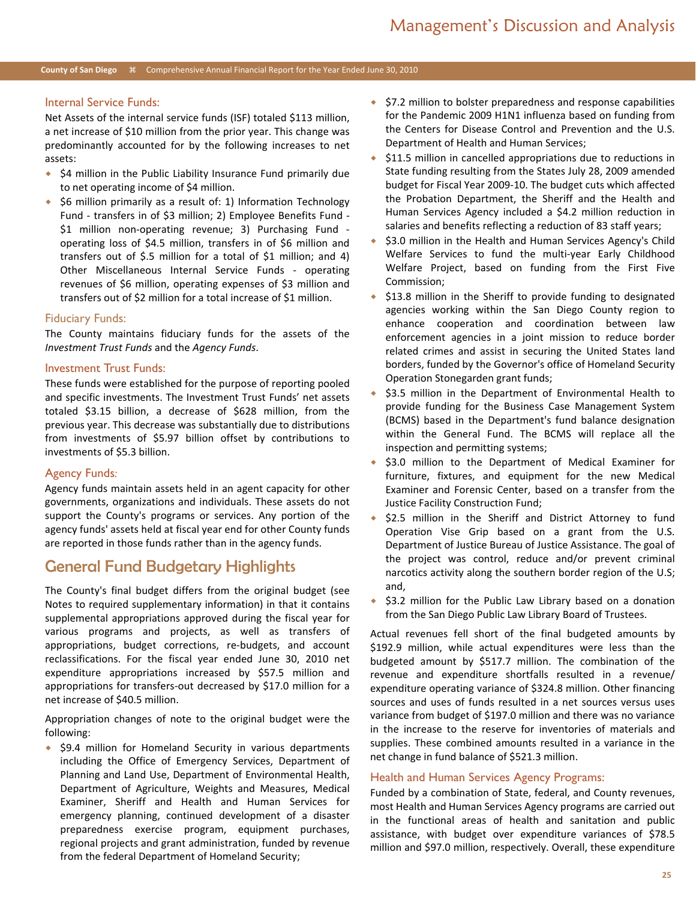### Internal Service Funds:

Net Assets of the internal service funds (ISF) totaled $113 million, a net increase of $10 million from the prior year. This change was predominantly accounted for by the following increases to net assets:

- $4 million in the Public Liability Insurance Fund primarily due to net operating income of $4 million.
- $6 million primarily as a result of: 1) Information Technology Fund - transfers in of $3 million; 2) Employee Benefits Fund - $1 million non-operating revenue; 3) Purchasing Fund - operating loss of $4.5 million, transfers in of $6 million and transfers out of $.5 million for a total of $1 million; and 4) Other Miscellaneous Internal Service Funds - operating revenues of $6 million, operating expenses of $3 million and transfers out of $2 million for a total increase of $1 million.

### Fiduciary Funds:

The County maintains fiduciary funds for the assets of the *Investment Trust Funds* and the *Agency Funds*.

### Investment Trust Funds:

These funds were established for the purpose of reporting pooled and specific investments. The Investment Trust Funds' net assets totaled $3.15 billion, a decrease of $628 million, from the previous year. This decrease was substantially due to distributions from investments of $5.97 billion offset by contributions to investments of $5.3 billion.

### Agency Funds:

Agency funds maintain assets held in an agent capacity for other governments, organizations and individuals. These assets do not support the County's programs or services. Any portion of the agency funds' assets held at fiscal year end for other County funds are reported in those funds rather than in the agency funds.

## General Fund Budgetary Highlights

The County's final budget differs from the original budget (see Notes to required supplementary information) in that it contains supplemental appropriations approved during the fiscal year for various programs and projects, as well as transfers of appropriations, budget corrections, re-budgets, and account reclassifications. For the fiscal year ended June 30, 2010 net expenditure appropriations increased by $57.5 million and appropriations for transfers-out decreased by $17.0 million for a net increase of $40.5 million.

Appropriation changes of note to the original budget were the following:

- $9.4 million for Homeland Security in various departments including the Office of Emergency Services, Department of Planning and Land Use, Department of Environmental Health, Department of Agriculture, Weights and Measures, Medical Examiner, Sheriff and Health and Human Services for emergency planning, continued development of a disaster preparedness exercise program, equipment purchases, regional projects and grant administration, funded by revenue from the federal Department of Homeland Security;
- $7.2 million to bolster preparedness and response capabilities for the Pandemic 2009 H1N1 influenza based on funding from the Centers for Disease Control and Prevention and the U.S. Department of Health and Human Services;
- $11.5 million in cancelled appropriations due to reductions in State funding resulting from the States July 28, 2009 amended budget for Fiscal Year 2009-10. The budget cuts which affected the Probation Department, the Sheriff and the Health and Human Services Agency included a $4.2 million reduction in salaries and benefits reflecting a reduction of 83 staff years;
- $3.0 million in the Health and Human Services Agency's Child Welfare Services to fund the multi-year Early Childhood Welfare Project, based on funding from the First Five Commission;
- $13.8 million in the Sheriff to provide funding to designated agencies working within the San Diego County region to enhance cooperation and coordination between law enforcement agencies in a joint mission to reduce border related crimes and assist in securing the United States land borders, funded by the Governor's office of Homeland Security Operation Stonegarden grant funds;
- $3.5 million in the Department of Environmental Health to provide funding for the Business Case Management System (BCMS) based in the Department's fund balance designation within the General Fund. The BCMS will replace all the inspection and permitting systems;
- $3.0 million to the Department of Medical Examiner for furniture, fixtures, and equipment for the new Medical Examiner and Forensic Center, based on a transfer from the Justice Facility Construction Fund;
- $2.5 million in the Sheriff and District Attorney to fund Operation Vise Grip based on a grant from the U.S. Department of Justice Bureau of Justice Assistance. The goal of the project was control, reduce and/or prevent criminal narcotics activity along the southern border region of the U.S; and,
- $3.2 million for the Public Law Library based on a donation from the San Diego Public Law Library Board of Trustees.

Actual revenues fell short of the final budgeted amounts by $192.9 million, while actual expenditures were less than the budgeted amount by $517.7 million. The combination of the revenue and expenditure shortfalls resulted in a revenue/expenditure operating variance of $324.8 million. Other financing sources and uses of funds resulted in a net sources versus uses variance from budget of $197.0 million and there was no variance in the increase to the reserve for inventories of materials and supplies. These combined amounts resulted in a variance in the net change in fund balance of $521.3 million.

### Health and Human Services Agency Programs:

Funded by a combination of State, federal, and County revenues, most Health and Human Services Agency programs are carried out in the functional areas of health and sanitation and public assistance, with budget over expenditure variances of $78.5 million and $97.0 million, respectively. Overall, these expenditure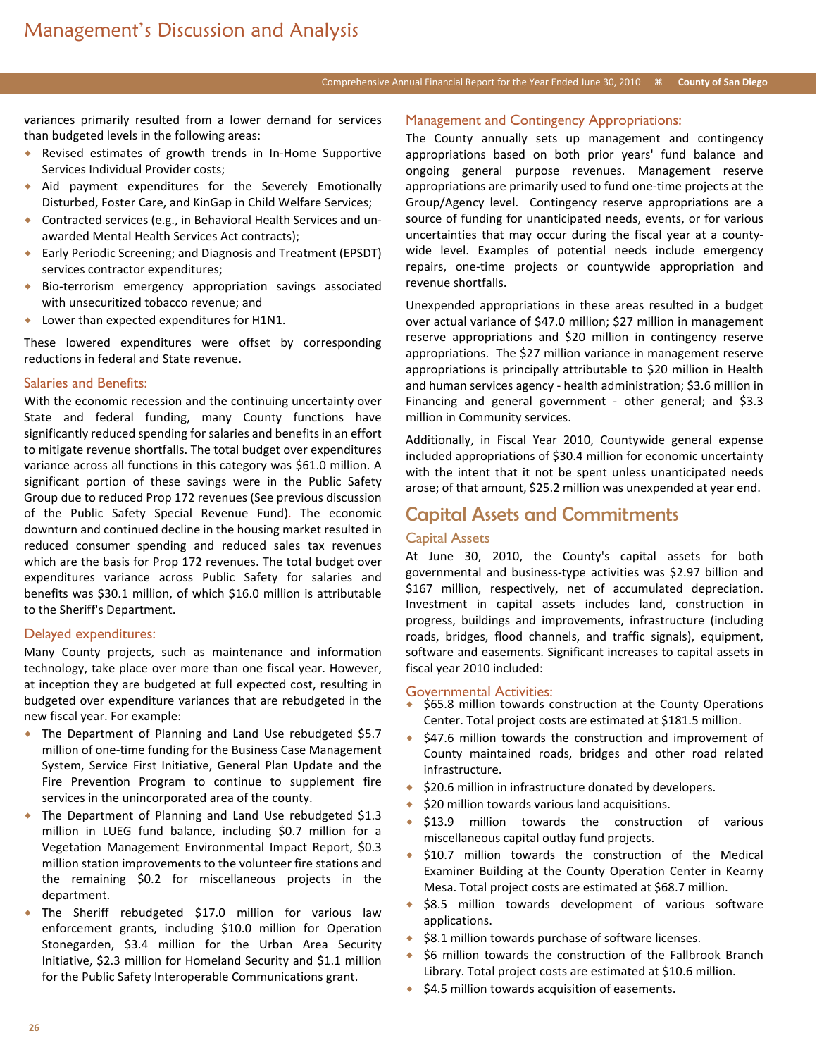variances primarily resulted from a lower demand for services than budgeted levels in the following areas:

- Revised estimates of growth trends in In-Home Supportive Services Individual Provider costs;
- Aid payment expenditures for the Severely Emotionally Disturbed, Foster Care, and KinGap in Child Welfare Services;
- Contracted services (e.g., in Behavioral Health Services and un-awarded Mental Health Services Act contracts);
- Early Periodic Screening; and Diagnosis and Treatment (EPSDT) services contractor expenditures;
- Bio-terrorism emergency appropriation savings associated with unsecuritized tobacco revenue; and
- Lower than expected expenditures for H1N1.

These lowered expenditures were offset by corresponding reductions in federal and State revenue.

### Salaries and Benefits:

With the economic recession and the continuing uncertainty over State and federal funding, many County functions have significantly reduced spending for salaries and benefits in an effort to mitigate revenue shortfalls. The total budget over expenditures variance across all functions in this category was $61.0 million. A significant portion of these savings were in the Public Safety Group due to reduced Prop 172 revenues (See previous discussion of the Public Safety Special Revenue Fund). The economic downturn and continued decline in the housing market resulted in reduced consumer spending and reduced sales tax revenues which are the basis for Prop 172 revenues. The total budget over expenditures variance across Public Safety for salaries and benefits was $30.1 million, of which $16.0 million is attributable to the Sheriff's Department.

### Delayed expenditures:

Many County projects, such as maintenance and information technology, take place over more than one fiscal year. However, at inception they are budgeted at full expected cost, resulting in budgeted over expenditure variances that are rebudgeted in the new fiscal year. For example:

- The Department of Planning and Land Use rebudgeted $5.7 million of one-time funding for the Business Case Management System, Service First Initiative, General Plan Update and the Fire Prevention Program to continue to supplement fire services in the unincorporated area of the county.
- The Department of Planning and Land Use rebudgeted $1.3 million in LUEG fund balance, including $0.7 million for a Vegetation Management Environmental Impact Report, $0.3 million station improvements to the volunteer fire stations and the remaining $0.2 for miscellaneous projects in the department.
- The Sheriff rebudgeted $17.0 million for various law enforcement grants, including $10.0 million for Operation Stonegarden, $3.4 million for the Urban Area Security Initiative, $2.3 million for Homeland Security and $1.1 million for the Public Safety Interoperable Communications grant.

### Management and Contingency Appropriations:

The County annually sets up management and contingency appropriations based on both prior years' fund balance and ongoing general purpose revenues. Management reserve appropriations are primarily used to fund one-time projects at the Group/Agency level. Contingency reserve appropriations are a source of funding for unanticipated needs, events, or for various uncertainties that may occur during the fiscal year at a county-wide level. Examples of potential needs include emergency repairs, one-time projects or countywide appropriation and revenue shortfalls.

Unexpended appropriations in these areas resulted in a budget over actual variance of $47.0 million; $27 million in management reserve appropriations and $20 million in contingency reserve appropriations. The $27 million variance in management reserve appropriations is principally attributable to $20 million in Health and human services agency - health administration; $3.6 million in Financing and general government - other general; and $3.3 million in Community services.

Additionally, in Fiscal Year 2010, Countywide general expense included appropriations of $30.4 million for economic uncertainty with the intent that it not be spent unless unanticipated needs arose; of that amount, $25.2 million was unexpended at year end.

## Capital Assets and Commitments

### Capital Assets

At June 30, 2010, the County's capital assets for both governmental and business-type activities was $2.97 billion and $167 million, respectively, net of accumulated depreciation. Investment in capital assets includes land, construction in progress, buildings and improvements, infrastructure (including roads, bridges, flood channels, and traffic signals), equipment, software and easements. Significant increases to capital assets in fiscal year 2010 included:

### Governmental Activities:

- $65.8 million towards construction at the County Operations Center. Total project costs are estimated at $181.5 million.
- $47.6 million towards the construction and improvement of County maintained roads, bridges and other road related infrastructure.
- $20.6 million in infrastructure donated by developers.
- $20 million towards various land acquisitions.
- $13.9 million towards the construction of various miscellaneous capital outlay fund projects.
- $10.7 million towards the construction of the Medical Examiner Building at the County Operation Center in Kearny Mesa. Total project costs are estimated at $68.7 million.
- $8.5 million towards development of various software applications.
- $8.1 million towards purchase of software licenses.
- $6 million towards the construction of the Fallbrook Branch Library. Total project costs are estimated at $10.6 million.
- $4.5 million towards acquisition of easements.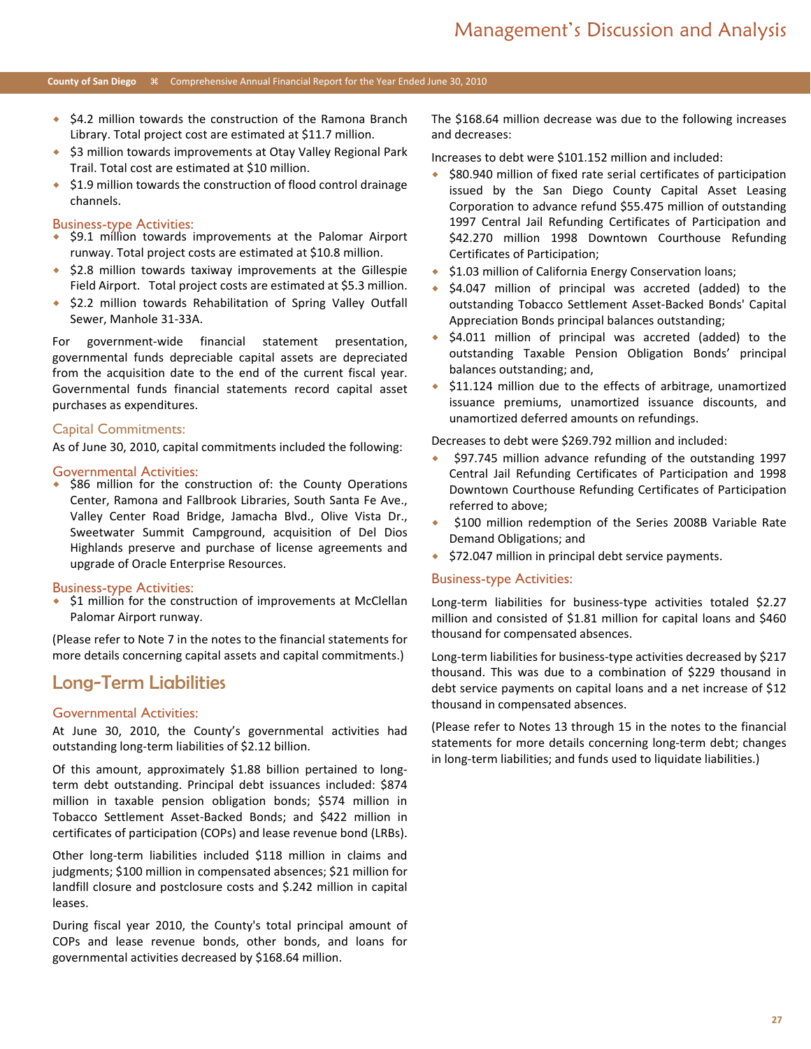- $4.2 million towards the construction of the Ramona Branch Library. Total project cost are estimated at $11.7 million.
- $3 million towards improvements at Otay Valley Regional Park Trail. Total cost are estimated at $10 million.
- $1.9 million towards the construction of flood control drainage channels.

### Business-type Activities:

- $9.1 million towards improvements at the Palomar Airport runway. Total project costs are estimated at $10.8 million.
- $2.8 million towards taxiway improvements at the Gillespie Field Airport. Total project costs are estimated at $5.3 million.
- $2.2 million towards Rehabilitation of Spring Valley Outfall Sewer, Manhole 31-33A.

For government-wide financial statement presentation, governmental funds depreciable capital assets are depreciated from the acquisition date to the end of the current fiscal year. Governmental funds financial statements record capital asset purchases as expenditures.

### Capital Commitments:

As of June 30, 2010, capital commitments included the following:

### Governmental Activities:

- $86 million for the construction of: the County Operations Center, Ramona and Fallbrook Libraries, South Santa Fe Ave., Valley Center Road Bridge, Jamacha Blvd., Olive Vista Dr., Sweetwater Summit Campground, acquisition of Del Dios Highlands preserve and purchase of license agreements and upgrade of Oracle Enterprise Resources.

### Business-type Activities:

- $1 million for the construction of improvements at McClellan Palomar Airport runway.

(Please refer to Note 7 in the notes to the financial statements for more details concerning capital assets and capital commitments.)

## Long-Term Liabilities

### Governmental Activities:

At June 30, 2010, the County's governmental activities had outstanding long-term liabilities of $2.12 billion.

Of this amount, approximately $1.88 billion pertained to long-term debt outstanding. Principal debt issuances included: $874 million in taxable pension obligation bonds; $574 million in Tobacco Settlement Asset-Backed Bonds; and $422 million in certificates of participation (COPs) and lease revenue bond (LRBs).

Other long-term liabilities included $118 million in claims and judgments; $100 million in compensated absences; $21 million for landfill closure and postclosure costs and $.242 million in capital leases.

During fiscal year 2010, the County's total principal amount of COPs and lease revenue bonds, other bonds, and loans for governmental activities decreased by $168.64 million.

The $168.64 million decrease was due to the following increases and decreases:

Increases to debt were $101.152 million and included:

- $80.940 million of fixed rate serial certificates of participation issued by the San Diego County Capital Asset Leasing Corporation to advance refund $55.475 million of outstanding 1997 Central Jail Refunding Certificates of Participation and $42.270 million 1998 Downtown Courthouse Refunding Certificates of Participation;
- $1.03 million of California Energy Conservation loans;
- $4.047 million of principal was accreted (added) to the outstanding Tobacco Settlement Asset-Backed Bonds' Capital Appreciation Bonds principal balances outstanding;
- $4.011 million of principal was accreted (added) to the outstanding Taxable Pension Obligation Bonds' principal balances outstanding; and,
- $11.124 million due to the effects of arbitrage, unamortized issuance premiums, unamortized issuance discounts, and unamortized deferred amounts on refundings.

Decreases to debt were $269.792 million and included:

- $97.745 million advance refunding of the outstanding 1997 Central Jail Refunding Certificates of Participation and 1998 Downtown Courthouse Refunding Certificates of Participation referred to above;
- $100 million redemption of the Series 2008B Variable Rate Demand Obligations; and
- $72.047 million in principal debt service payments.

### Business-type Activities:

Long-term liabilities for business-type activities totaled $2.27 million and consisted of $1.81 million for capital loans and $460 thousand for compensated absences.

Long-term liabilities for business-type activities decreased by $217 thousand. This was due to a combination of $229 thousand in debt service payments on capital loans and a net increase of $12 thousand in compensated absences.

(Please refer to Notes 13 through 15 in the notes to the financial statements for more details concerning long-term debt; changes in long-term liabilities; and funds used to liquidate liabilities.)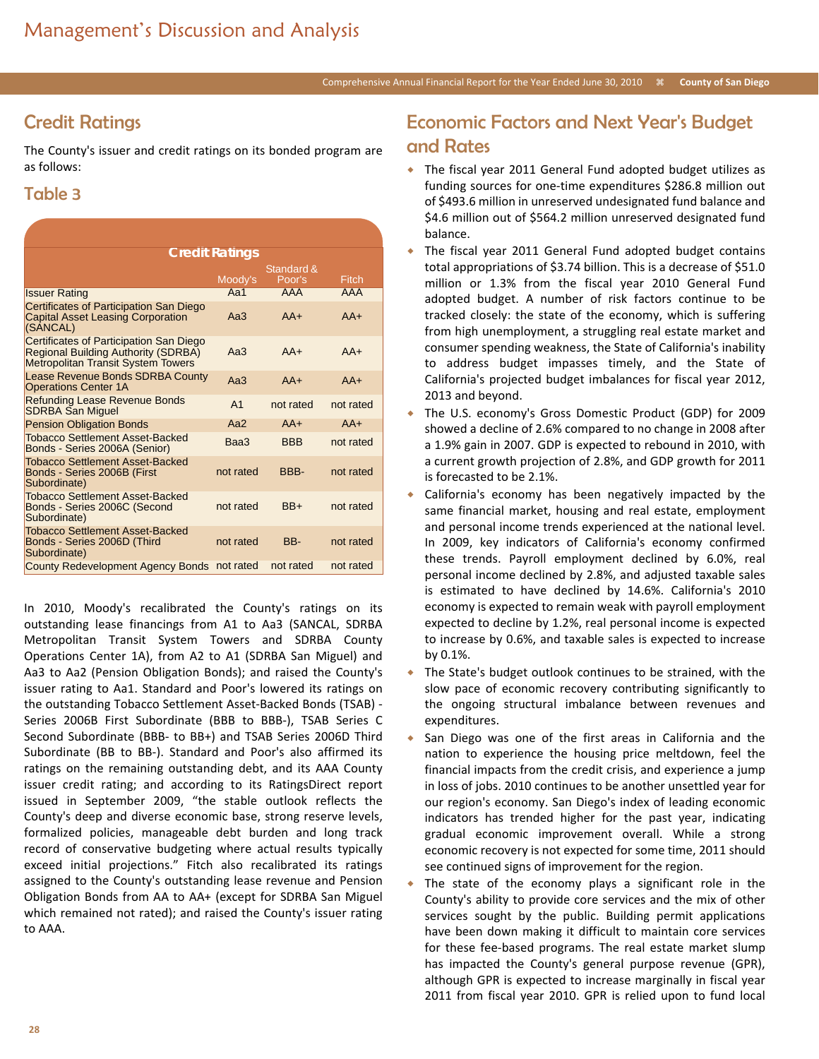# Management's Discussion and Analysis

## Credit Ratings

The County's issuer and credit ratings on its bonded program are as follows:

### Table 3

| Credit Ratings | Moody's | Standard & Poor's | Fitch |
|---|---|---|---|
| Issuer Rating | Aa1 | AAA | AAA |
| Certificates of Participation San Diego Capital Asset Leasing Corporation (SANCAL) | Aa3 | AA+ | AA+ |
| Certificates of Participation San Diego Regional Building Authority (SDRBA) Metropolitan Transit System Towers | Aa3 | AA+ | AA+ |
| Lease Revenue Bonds SDRBA County Operations Center 1A | Aa3 | AA+ | AA+ |
| Refunding Lease Revenue Bonds SDRBA San Miguel | A1 | not rated | not rated |
| Pension Obligation Bonds | Aa2 | AA+ | AA+ |
| Tobacco Settlement Asset-Backed Bonds - Series 2006A (Senior) | Baa3 | BBB | not rated |
| Tobacco Settlement Asset-Backed Bonds - Series 2006B (First Subordinate) | not rated | BBB- | not rated |
| Tobacco Settlement Asset-Backed Bonds - Series 2006C (Second Subordinate) | not rated | BB+ | not rated |
| Tobacco Settlement Asset-Backed Bonds - Series 2006D (Third Subordinate) | not rated | BB- | not rated |
| County Redevelopment Agency Bonds | not rated | not rated | not rated |

In 2010, Moody's recalibrated the County's ratings on its outstanding lease financings from A1 to Aa3 (SANCAL, SDRBA Metropolitan Transit System Towers and SDRBA County Operations Center 1A), from A2 to A1 (SDRBA San Miguel) and Aa3 to Aa2 (Pension Obligation Bonds); and raised the County's issuer rating to Aa1. Standard and Poor's lowered its ratings on the outstanding Tobacco Settlement Asset-Backed Bonds (TSAB) - Series 2006B First Subordinate (BBB to BBB-), TSAB Series C Second Subordinate (BBB- to BB+) and TSAB Series 2006D Third Subordinate (BB to BB-). Standard and Poor's also affirmed its ratings on the remaining outstanding debt, and its AAA County issuer credit rating; and according to its RatingsDirect report issued in September 2009, "the stable outlook reflects the County's deep and diverse economic base, strong reserve levels, formalized policies, manageable debt burden and long track record of conservative budgeting where actual results typically exceed initial projections." Fitch also recalibrated its ratings assigned to the County's outstanding lease revenue and Pension Obligation Bonds from AA to AA+ (except for SDRBA San Miguel which remained not rated); and raised the County's issuer rating to AAA.

## Economic Factors and Next Year's Budget and Rates

- The fiscal year 2011 General Fund adopted budget utilizes as funding sources for one-time expenditures \$286.8 million out of \$493.6 million in unreserved undesignated fund balance and \$4.6 million out of \$564.2 million unreserved designated fund balance.
- The fiscal year 2011 General Fund adopted budget contains total appropriations of \$3.74 billion. This is a decrease of \$51.0 million or 1.3% from the fiscal year 2010 General Fund adopted budget. A number of risk factors continue to be tracked closely: the state of the economy, which is suffering from high unemployment, a struggling real estate market and consumer spending weakness, the State of California's inability to address budget impasses timely, and the State of California's projected budget imbalances for fiscal year 2012, 2013 and beyond.
- The U.S. economy's Gross Domestic Product (GDP) for 2009 showed a decline of 2.6% compared to no change in 2008 after a 1.9% gain in 2007. GDP is expected to rebound in 2010, with a current growth projection of 2.8%, and GDP growth for 2011 is forecasted to be 2.1%.
- California's economy has been negatively impacted by the same financial market, housing and real estate, employment and personal income trends experienced at the national level. In 2009, key indicators of California's economy confirmed these trends. Payroll employment declined by 6.0%, real personal income declined by 2.8%, and adjusted taxable sales is estimated to have declined by 14.6%. California's 2010 economy is expected to remain weak with payroll employment expected to decline by 1.2%, real personal income is expected to increase by 0.6%, and taxable sales is expected to increase by 0.1%.
- The State's budget outlook continues to be strained, with the slow pace of economic recovery contributing significantly to the ongoing structural imbalance between revenues and expenditures.
- San Diego was one of the first areas in California and the nation to experience the housing price meltdown, feel the financial impacts from the credit crisis, and experience a jump in loss of jobs. 2010 continues to be another unsettled year for our region's economy. San Diego's index of leading economic indicators has trended higher for the past year, indicating gradual economic improvement overall. While a strong economic recovery is not expected for some time, 2011 should see continued signs of improvement for the region.
- The state of the economy plays a significant role in the County's ability to provide core services and the mix of other services sought by the public. Building permit applications have been down making it difficult to maintain core services for these fee-based programs. The real estate market slump has impacted the County's general purpose revenue (GPR), although GPR is expected to increase marginally in fiscal year 2011 from fiscal year 2010. GPR is relied upon to fund local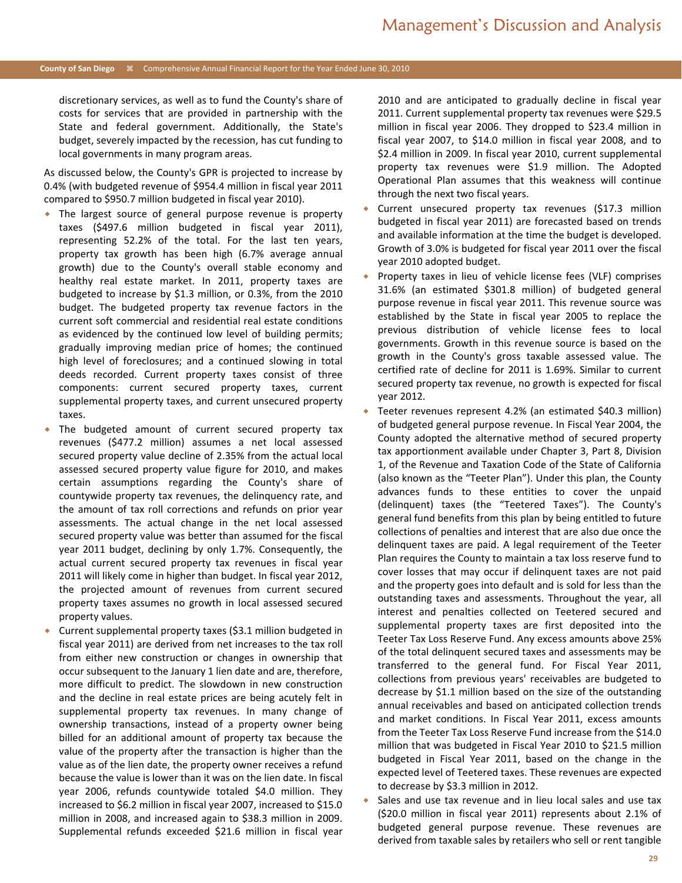discretionary services, as well as to fund the County's share of costs for services that are provided in partnership with the State and federal government. Additionally, the State's budget, severely impacted by the recession, has cut funding to local governments in many program areas.

As discussed below, the County's GPR is projected to increase by 0.4% (with budgeted revenue of $954.4 million in fiscal year 2011 compared to $950.7 million budgeted in fiscal year 2010).

- The largest source of general purpose revenue is property taxes ($497.6 million budgeted in fiscal year 2011), representing 52.2% of the total. For the last ten years, property tax growth has been high (6.7% average annual growth) due to the County's overall stable economy and healthy real estate market. In 2011, property taxes are budgeted to increase by $1.3 million, or 0.3%, from the 2010 budget. The budgeted property tax revenue factors in the current soft commercial and residential real estate conditions as evidenced by the continued low level of building permits; gradually improving median price of homes; the continued high level of foreclosures; and a continued slowing in total deeds recorded. Current property taxes consist of three components: current secured property taxes, current supplemental property taxes, and current unsecured property taxes.
- The budgeted amount of current secured property tax revenues ($477.2 million) assumes a net local assessed secured property value decline of 2.35% from the actual local assessed secured property value figure for 2010, and makes certain assumptions regarding the County's share of countywide property tax revenues, the delinquency rate, and the amount of tax roll corrections and refunds on prior year assessments. The actual change in the net local assessed secured property value was better than assumed for the fiscal year 2011 budget, declining by only 1.7%. Consequently, the actual current secured property tax revenues in fiscal year 2011 will likely come in higher than budget. In fiscal year 2012, the projected amount of revenues from current secured property taxes assumes no growth in local assessed secured property values.
- Current supplemental property taxes ($3.1 million budgeted in fiscal year 2011) are derived from net increases to the tax roll from either new construction or changes in ownership that occur subsequent to the January 1 lien date and are, therefore, more difficult to predict. The slowdown in new construction and the decline in real estate prices are being acutely felt in supplemental property tax revenues. In many change of ownership transactions, instead of a property owner being billed for an additional amount of property tax because the value of the property after the transaction is higher than the value as of the lien date, the property owner receives a refund because the value is lower than it was on the lien date. In fiscal year 2006, refunds countywide totaled $4.0 million. They increased to $6.2 million in fiscal year 2007, increased to $15.0 million in 2008, and increased again to $38.3 million in 2009. Supplemental refunds exceeded $21.6 million in fiscal year 2010 and are anticipated to gradually decline in fiscal year 2011. Current supplemental property tax revenues were $29.5 million in fiscal year 2006. They dropped to $23.4 million in fiscal year 2007, to $14.0 million in fiscal year 2008, and to $2.4 million in 2009. In fiscal year 2010, current supplemental property tax revenues were $1.9 million. The Adopted Operational Plan assumes that this weakness will continue through the next two fiscal years.
- Current unsecured property tax revenues ($17.3 million budgeted in fiscal year 2011) are forecasted based on trends and available information at the time the budget is developed. Growth of 3.0% is budgeted for fiscal year 2011 over the fiscal year 2010 adopted budget.
- Property taxes in lieu of vehicle license fees (VLF) comprises 31.6% (an estimated $301.8 million) of budgeted general purpose revenue in fiscal year 2011. This revenue source was established by the State in fiscal year 2005 to replace the previous distribution of vehicle license fees to local governments. Growth in this revenue source is based on the growth in the County's gross taxable assessed value. The certified rate of decline for 2011 is 1.69%. Similar to current secured property tax revenue, no growth is expected for fiscal year 2012.
- Teeter revenues represent 4.2% (an estimated $40.3 million) of budgeted general purpose revenue. In Fiscal Year 2004, the County adopted the alternative method of secured property tax apportionment available under Chapter 3, Part 8, Division 1, of the Revenue and Taxation Code of the State of California (also known as the "Teeter Plan"). Under this plan, the County advances funds to these entities to cover the unpaid (delinquent) taxes (the "Teetered Taxes"). The County's general fund benefits from this plan by being entitled to future collections of penalties and interest that are also due once the delinquent taxes are paid. A legal requirement of the Teeter Plan requires the County to maintain a tax loss reserve fund to cover losses that may occur if delinquent taxes are not paid and the property goes into default and is sold for less than the outstanding taxes and assessments. Throughout the year, all interest and penalties collected on Teetered secured and supplemental property taxes are first deposited into the Teeter Tax Loss Reserve Fund. Any excess amounts above 25% of the total delinquent secured taxes and assessments may be transferred to the general fund. For Fiscal Year 2011, collections from previous years' receivables are budgeted to decrease by $1.1 million based on the size of the outstanding annual receivables and based on anticipated collection trends and market conditions. In Fiscal Year 2011, excess amounts from the Teeter Tax Loss Reserve Fund increase from the $14.0 million that was budgeted in Fiscal Year 2010 to $21.5 million budgeted in Fiscal Year 2011, based on the change in the expected level of Teetered taxes. These revenues are expected to decrease by $3.3 million in 2012.
- Sales and use tax revenue and in lieu local sales and use tax ($20.0 million in fiscal year 2011) represents about 2.1% of budgeted general purpose revenue. These revenues are derived from taxable sales by retailers who sell or rent tangible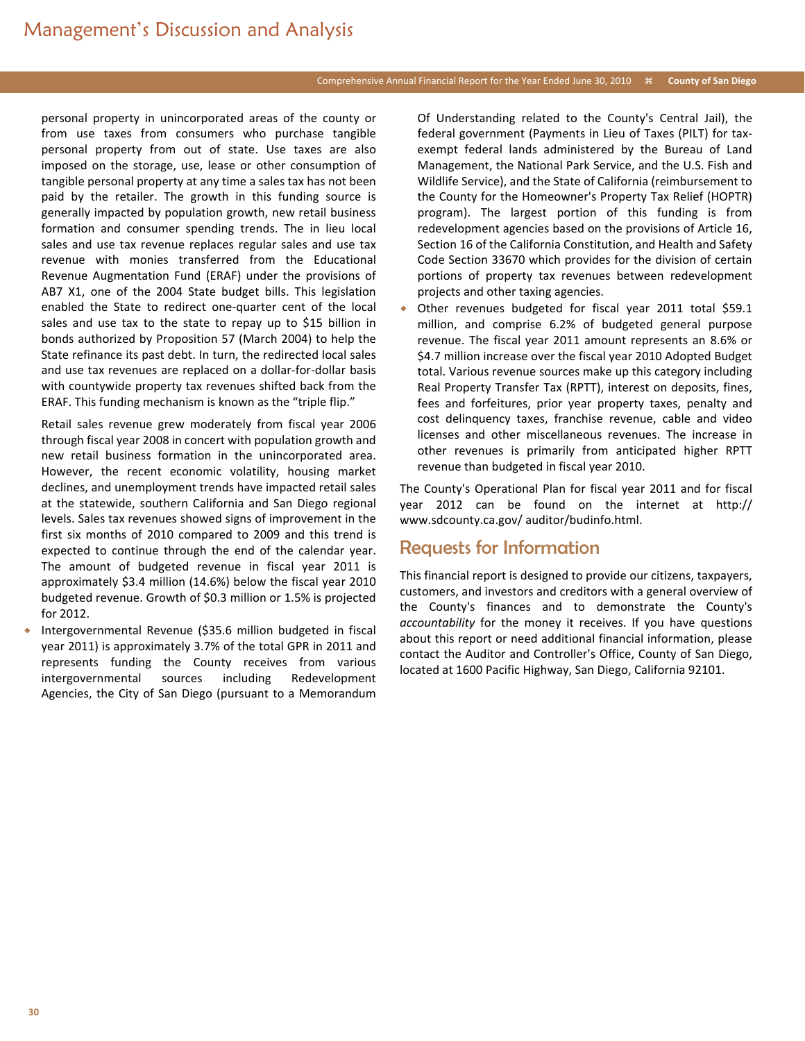personal property in unincorporated areas of the county or from use taxes from consumers who purchase tangible personal property from out of state. Use taxes are also imposed on the storage, use, lease or other consumption of tangible personal property at any time a sales tax has not been paid by the retailer. The growth in this funding source is generally impacted by population growth, new retail business formation and consumer spending trends. The in lieu local sales and use tax revenue replaces regular sales and use tax revenue with monies transferred from the Educational Revenue Augmentation Fund (ERAF) under the provisions of AB7 X1, one of the 2004 State budget bills. This legislation enabled the State to redirect one-quarter cent of the local sales and use tax to the state to repay up to $15 billion in bonds authorized by Proposition 57 (March 2004) to help the State refinance its past debt. In turn, the redirected local sales and use tax revenues are replaced on a dollar-for-dollar basis with countywide property tax revenues shifted back from the ERAF. This funding mechanism is known as the "triple flip."

Retail sales revenue grew moderately from fiscal year 2006 through fiscal year 2008 in concert with population growth and new retail business formation in the unincorporated area. However, the recent economic volatility, housing market declines, and unemployment trends have impacted retail sales at the statewide, southern California and San Diego regional levels. Sales tax revenues showed signs of improvement in the first six months of 2010 compared to 2009 and this trend is expected to continue through the end of the calendar year. The amount of budgeted revenue in fiscal year 2011 is approximately $3.4 million (14.6%) below the fiscal year 2010 budgeted revenue. Growth of $0.3 million or 1.5% is projected for 2012.

- Intergovernmental Revenue ($35.6 million budgeted in fiscal year 2011) is approximately 3.7% of the total GPR in 2011 and represents funding the County receives from various intergovernmental sources including Redevelopment Agencies, the City of San Diego (pursuant to a Memorandum Of Understanding related to the County's Central Jail), the federal government (Payments in Lieu of Taxes (PILT) for tax-exempt federal lands administered by the Bureau of Land Management, the National Park Service, and the U.S. Fish and Wildlife Service), and the State of California (reimbursement to the County for the Homeowner's Property Tax Relief (HOPTR) program). The largest portion of this funding is from redevelopment agencies based on the provisions of Article 16, Section 16 of the California Constitution, and Health and Safety Code Section 33670 which provides for the division of certain portions of property tax revenues between redevelopment projects and other taxing agencies.
- Other revenues budgeted for fiscal year 2011 total $59.1 million, and comprise 6.2% of budgeted general purpose revenue. The fiscal year 2011 amount represents an 8.6% or $4.7 million increase over the fiscal year 2010 Adopted Budget total. Various revenue sources make up this category including Real Property Transfer Tax (RPTT), interest on deposits, fines, fees and forfeitures, prior year property taxes, penalty and cost delinquency taxes, franchise revenue, cable and video licenses and other miscellaneous revenues. The increase in other revenues is primarily from anticipated higher RPTT revenue than budgeted in fiscal year 2010.

The County's Operational Plan for fiscal year 2011 and for fiscal year 2012 can be found on the internet at http:// www.sdcounty.ca.gov/ auditor/budinfo.html.

## Requests for Information

This financial report is designed to provide our citizens, taxpayers, customers, and investors and creditors with a general overview of the County's finances and to demonstrate the County's *accountability* for the money it receives. If you have questions about this report or need additional financial information, please contact the Auditor and Controller's Office, County of San Diego, located at 1600 Pacific Highway, San Diego, California 92101.